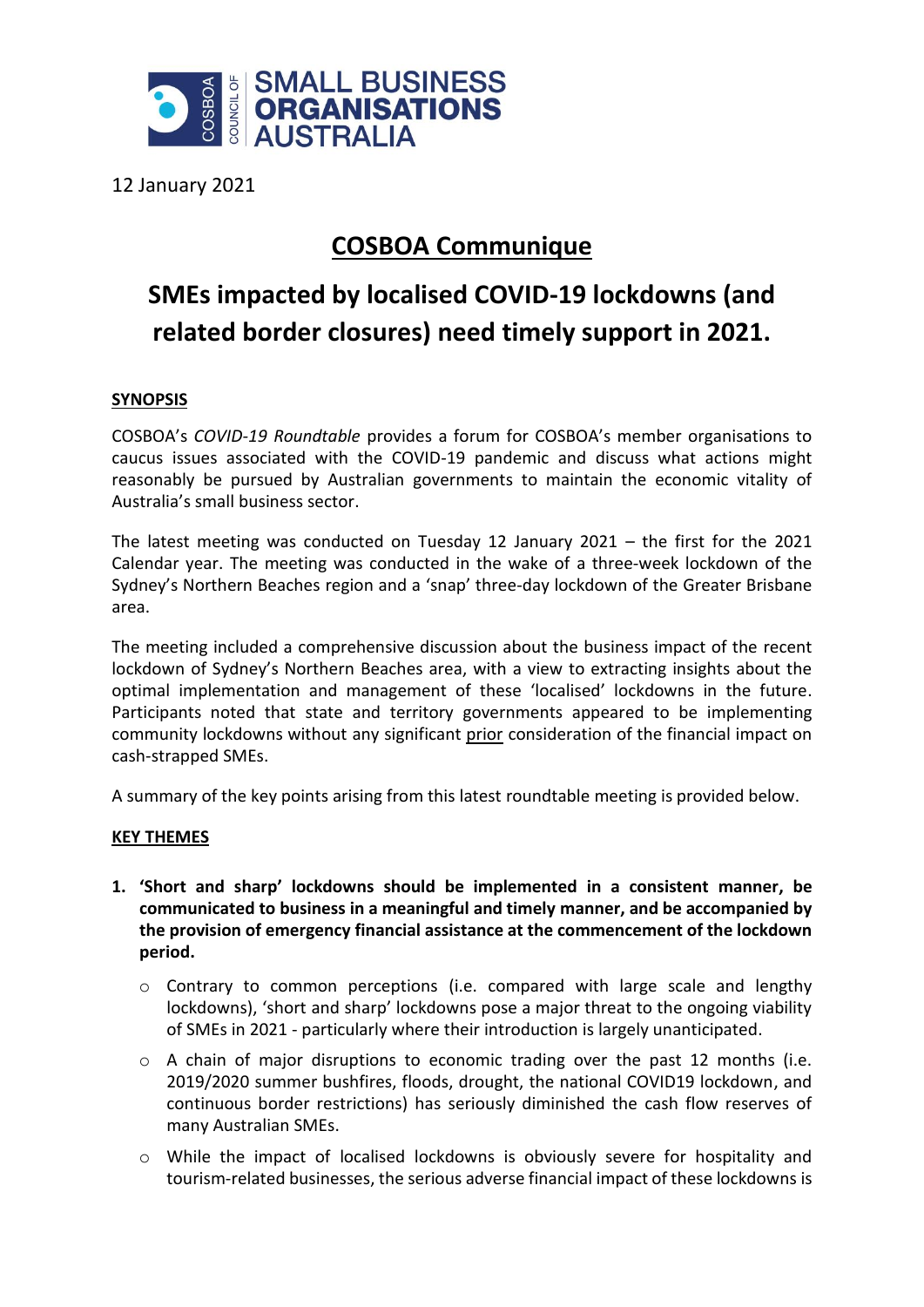12 January 2021

# COSBOA Communique

## SMEs impacted by localised COVID-19 lockdowns (and related border closures) need timely support in 2021.

### SYNOPSIS

COSBOA's *COVID-19 Roundtable* provides a forum for COSBOA's member organisations to caucus issues associated with the COVID-19 pandemic and discuss what actions might reasonably be pursued by Australian governments to maintain the economic vitality of Australia's small business sector.

The latest meeting was conducted on Tuesday 12 January 2021 – the first for the 2021 Calendar year. The meeting was conducted in the wake of a three-week lockdown of the Sydney's Northern Beaches region and a 'snap' three-day lockdown of the Greater Brisbane area.

The meeting included a comprehensive discussion about the business impact of the recent lockdown of Sydney's Northern Beaches area, with a view to extracting insights about the optimal implementation and management of these 'localised' lockdowns in the future. Participants noted that state and territory governments appeared to be implementing community lockdowns without any significant prior consideration of the financial impact on cash-strapped SMEs.

A summary of the key points arising from this latest roundtable meeting is provided below.

### KEY THEMES

1. **'Short and sharp' lockdowns should be implemented in a consistent manner, be communicated to business in a meaningful and timely manner, and be accompanied by the provision of emergency financial assistance at the commencement of the lockdown period.**

   - Contrary to common perceptions (i.e. compared with large scale and lengthy lockdowns), 'short and sharp' lockdowns pose a major threat to the ongoing viability of SMEs in 2021 - particularly where their introduction is largely unanticipated.
   - A chain of major disruptions to economic trading over the past 12 months (i.e. 2019/2020 summer bushfires, floods, drought, the national COVID19 lockdown, and continuous border restrictions) has seriously diminished the cash flow reserves of many Australian SMEs.
   - While the impact of localised lockdowns is obviously severe for hospitality and tourism-related businesses, the serious adverse financial impact of these lockdowns is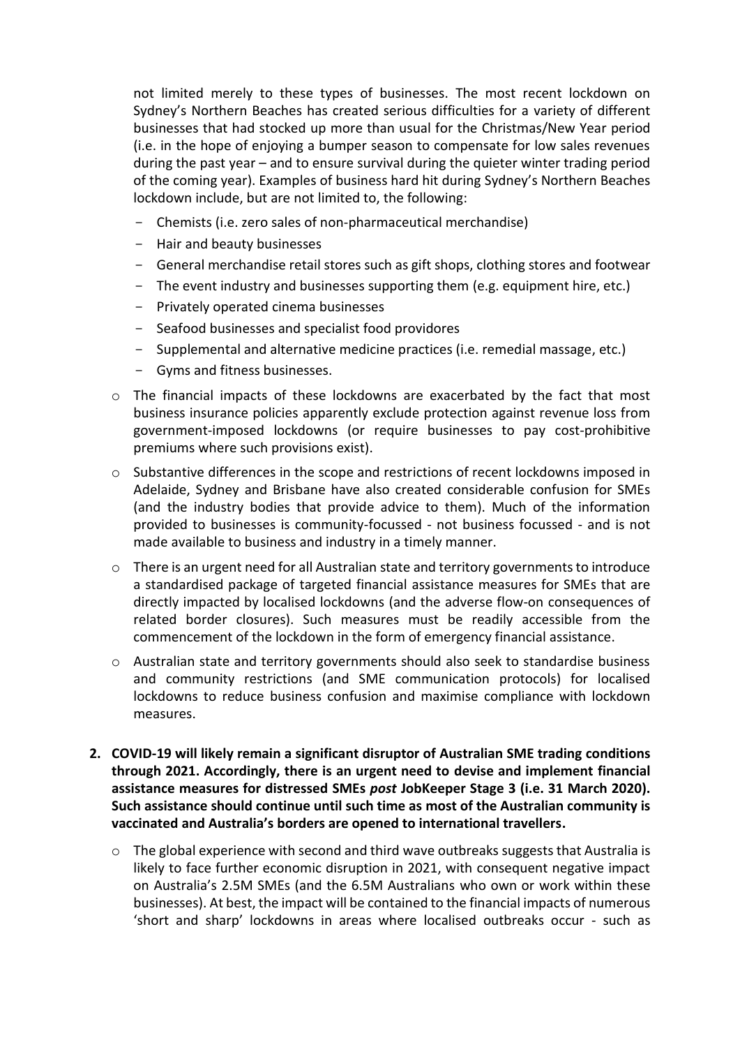not limited merely to these types of businesses. The most recent lockdown on Sydney's Northern Beaches has created serious difficulties for a variety of different businesses that had stocked up more than usual for the Christmas/New Year period (i.e. in the hope of enjoying a bumper season to compensate for low sales revenues during the past year – and to ensure survival during the quieter winter trading period of the coming year). Examples of business hard hit during Sydney's Northern Beaches lockdown include, but are not limited to, the following:

  - Chemists (i.e. zero sales of non-pharmaceutical merchandise)
  - Hair and beauty businesses
  - General merchandise retail stores such as gift shops, clothing stores and footwear
  - The event industry and businesses supporting them (e.g. equipment hire, etc.)
  - Privately operated cinema businesses
  - Seafood businesses and specialist food providores
  - Supplemental and alternative medicine practices (i.e. remedial massage, etc.)
  - Gyms and fitness businesses.

- The financial impacts of these lockdowns are exacerbated by the fact that most business insurance policies apparently exclude protection against revenue loss from government-imposed lockdowns (or require businesses to pay cost-prohibitive premiums where such provisions exist).
- Substantive differences in the scope and restrictions of recent lockdowns imposed in Adelaide, Sydney and Brisbane have also created considerable confusion for SMEs (and the industry bodies that provide advice to them). Much of the information provided to businesses is community-focussed - not business focussed - and is not made available to business and industry in a timely manner.
- There is an urgent need for all Australian state and territory governments to introduce a standardised package of targeted financial assistance measures for SMEs that are directly impacted by localised lockdowns (and the adverse flow-on consequences of related border closures). Such measures must be readily accessible from the commencement of the lockdown in the form of emergency financial assistance.
- Australian state and territory governments should also seek to standardise business and community restrictions (and SME communication protocols) for localised lockdowns to reduce business confusion and maximise compliance with lockdown measures.

2. **COVID-19 will likely remain a significant disruptor of Australian SME trading conditions through 2021. Accordingly, there is an urgent need to devise and implement financial assistance measures for distressed SMEs *post* JobKeeper Stage 3 (i.e. 31 March 2020). Such assistance should continue until such time as most of the Australian community is vaccinated and Australia's borders are opened to international travellers.**

   - The global experience with second and third wave outbreaks suggests that Australia is likely to face further economic disruption in 2021, with consequent negative impact on Australia's 2.5M SMEs (and the 6.5M Australians who own or work within these businesses). At best, the impact will be contained to the financial impacts of numerous 'short and sharp' lockdowns in areas where localised outbreaks occur - such as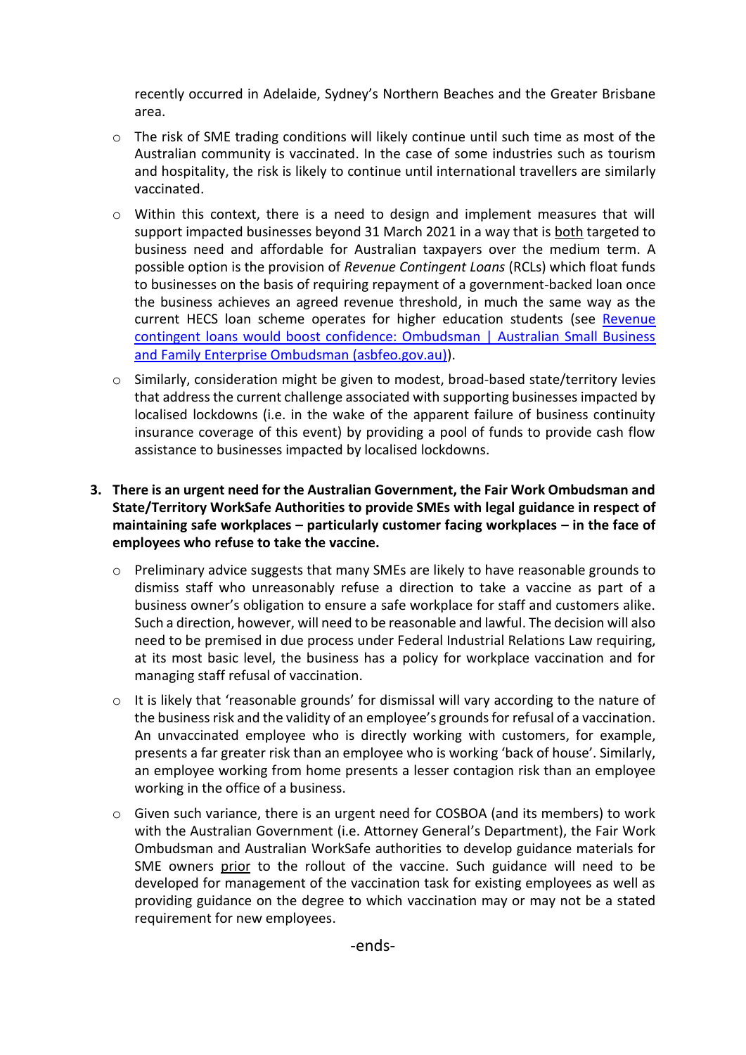recently occurred in Adelaide, Sydney's Northern Beaches and the Greater Brisbane area.

- The risk of SME trading conditions will likely continue until such time as most of the Australian community is vaccinated. In the case of some industries such as tourism and hospitality, the risk is likely to continue until international travellers are similarly vaccinated.
- Within this context, there is a need to design and implement measures that will support impacted businesses beyond 31 March 2021 in a way that is both targeted to business need and affordable for Australian taxpayers over the medium term. A possible option is the provision of *Revenue Contingent Loans* (RCLs) which float funds to businesses on the basis of requiring repayment of a government-backed loan once the business achieves an agreed revenue threshold, in much the same way as the current HECS loan scheme operates for higher education students (see [Revenue contingent loans would boost confidence: Ombudsman | Australian Small Business and Family Enterprise Ombudsman (asbfeo.gov.au)]).
- Similarly, consideration might be given to modest, broad-based state/territory levies that address the current challenge associated with supporting businesses impacted by localised lockdowns (i.e. in the wake of the apparent failure of business continuity insurance coverage of this event) by providing a pool of funds to provide cash flow assistance to businesses impacted by localised lockdowns.

3. **There is an urgent need for the Australian Government, the Fair Work Ombudsman and State/Territory WorkSafe Authorities to provide SMEs with legal guidance in respect of maintaining safe workplaces – particularly customer facing workplaces – in the face of employees who refuse to take the vaccine.**

   - Preliminary advice suggests that many SMEs are likely to have reasonable grounds to dismiss staff who unreasonably refuse a direction to take a vaccine as part of a business owner's obligation to ensure a safe workplace for staff and customers alike. Such a direction, however, will need to be reasonable and lawful. The decision will also need to be premised in due process under Federal Industrial Relations Law requiring, at its most basic level, the business has a policy for workplace vaccination and for managing staff refusal of vaccination.
   - It is likely that 'reasonable grounds' for dismissal will vary according to the nature of the business risk and the validity of an employee's grounds for refusal of a vaccination. An unvaccinated employee who is directly working with customers, for example, presents a far greater risk than an employee who is working 'back of house'. Similarly, an employee working from home presents a lesser contagion risk than an employee working in the office of a business.
   - Given such variance, there is an urgent need for COSBOA (and its members) to work with the Australian Government (i.e. Attorney General's Department), the Fair Work Ombudsman and Australian WorkSafe authorities to develop guidance materials for SME owners prior to the rollout of the vaccine. Such guidance will need to be developed for management of the vaccination task for existing employees as well as providing guidance on the degree to which vaccination may or may not be a stated requirement for new employees.

-ends-